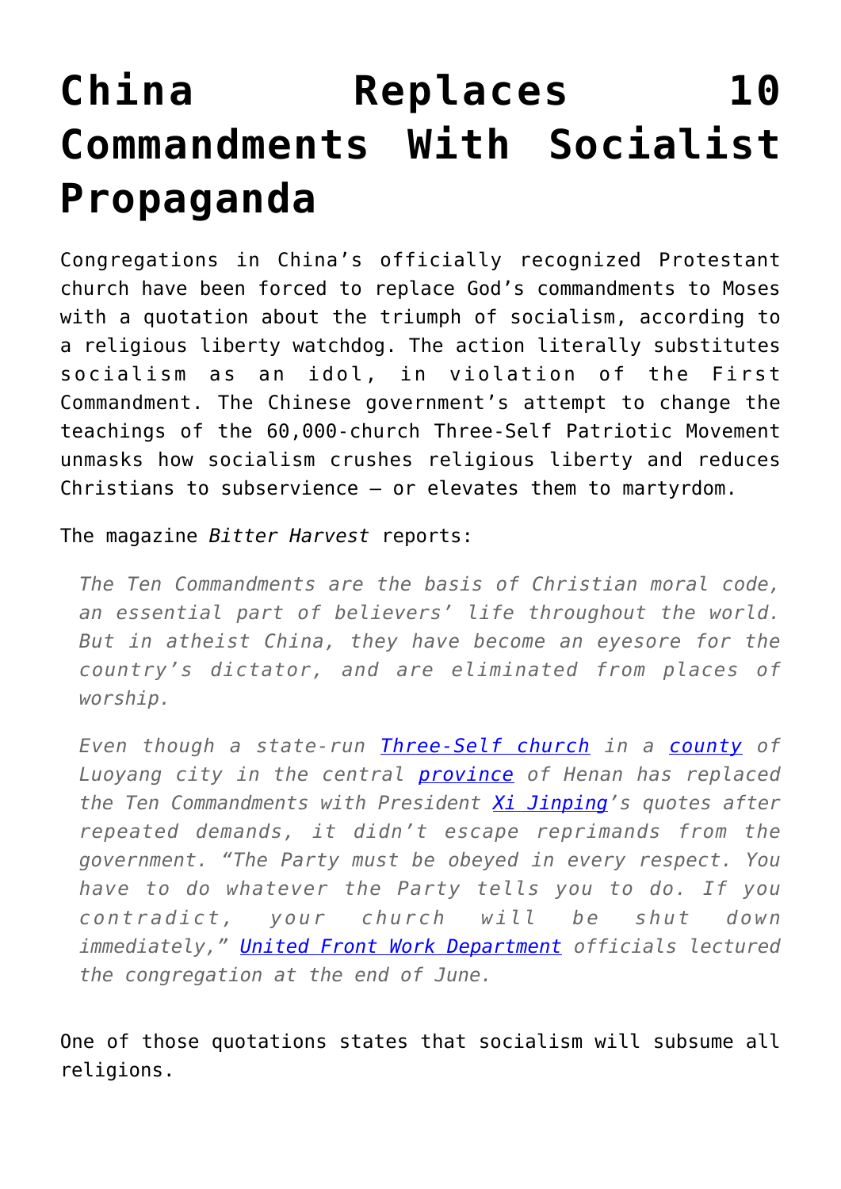# China Replaces 10 Commandments With Socialist Propaganda

Congregations in China's officially recognized Protestant church have been forced to replace God's commandments to Moses with a quotation about the triumph of socialism, according to a religious liberty watchdog. The action literally substitutes socialism as an idol, in violation of the First Commandment. The Chinese government's attempt to change the teachings of the 60,000-church Three-Self Patriotic Movement unmasks how socialism crushes religious liberty and reduces Christians to subservience – or elevates them to martyrdom.

The magazine *Bitter Harvest* reports:

> *The Ten Commandments are the basis of Christian moral code, an essential part of believers' life throughout the world. But in atheist China, they have become an eyesore for the country's dictator, and are eliminated from places of worship.*
>
> *Even though a state-run [Three-Self church]() in a [county]() of Luoyang city in the central [province]() of Henan has replaced the Ten Commandments with President [Xi Jinping]()'s quotes after repeated demands, it didn't escape reprimands from the government. "The Party must be obeyed in every respect. You have to do whatever the Party tells you to do. If you contradict, your church will be shut down immediately," [United Front Work Department]() officials lectured the congregation at the end of June.*

One of those quotations states that socialism will subsume all religions.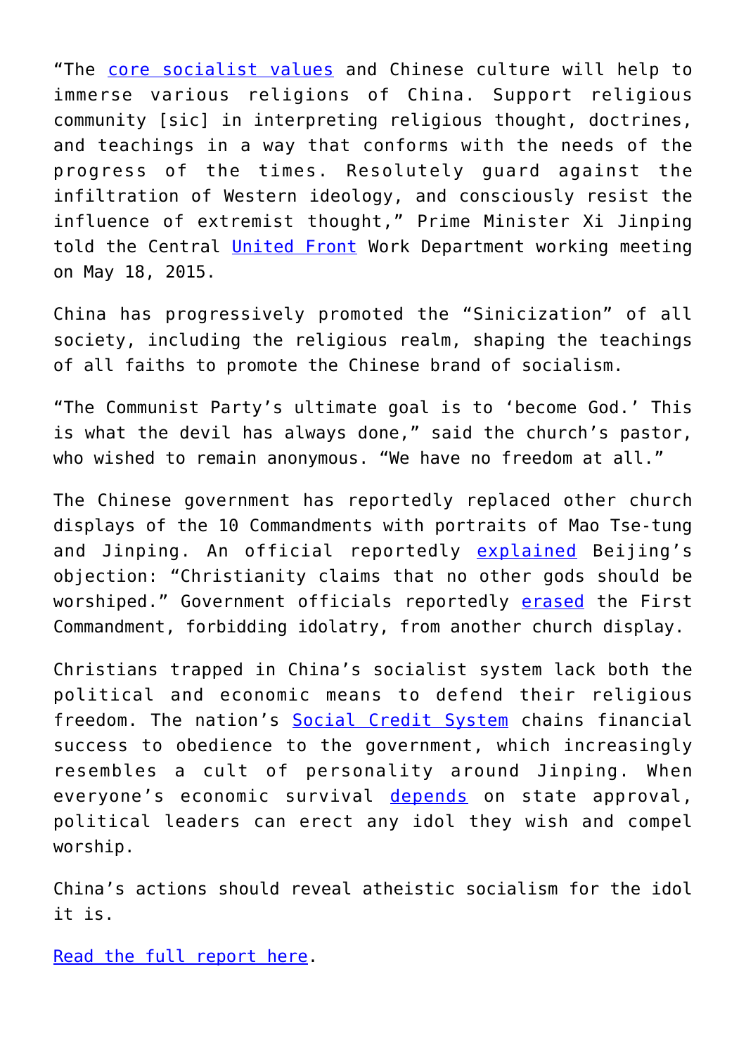"The core socialist values and Chinese culture will help to immerse various religions of China. Support religious community [sic] in interpreting religious thought, doctrines, and teachings in a way that conforms with the needs of the progress of the times. Resolutely guard against the infiltration of Western ideology, and consciously resist the influence of extremist thought," Prime Minister Xi Jinping told the Central United Front Work Department working meeting on May 18, 2015.

China has progressively promoted the "Sinicization" of all society, including the religious realm, shaping the teachings of all faiths to promote the Chinese brand of socialism.

"The Communist Party's ultimate goal is to 'become God.' This is what the devil has always done," said the church's pastor, who wished to remain anonymous. "We have no freedom at all."

The Chinese government has reportedly replaced other church displays of the 10 Commandments with portraits of Mao Tse-tung and Jinping. An official reportedly explained Beijing's objection: "Christianity claims that no other gods should be worshiped." Government officials reportedly erased the First Commandment, forbidding idolatry, from another church display.

Christians trapped in China's socialist system lack both the political and economic means to defend their religious freedom. The nation's Social Credit System chains financial success to obedience to the government, which increasingly resembles a cult of personality around Jinping. When everyone's economic survival depends on state approval, political leaders can erect any idol they wish and compel worship.

China's actions should reveal atheistic socialism for the idol it is.

Read the full report here.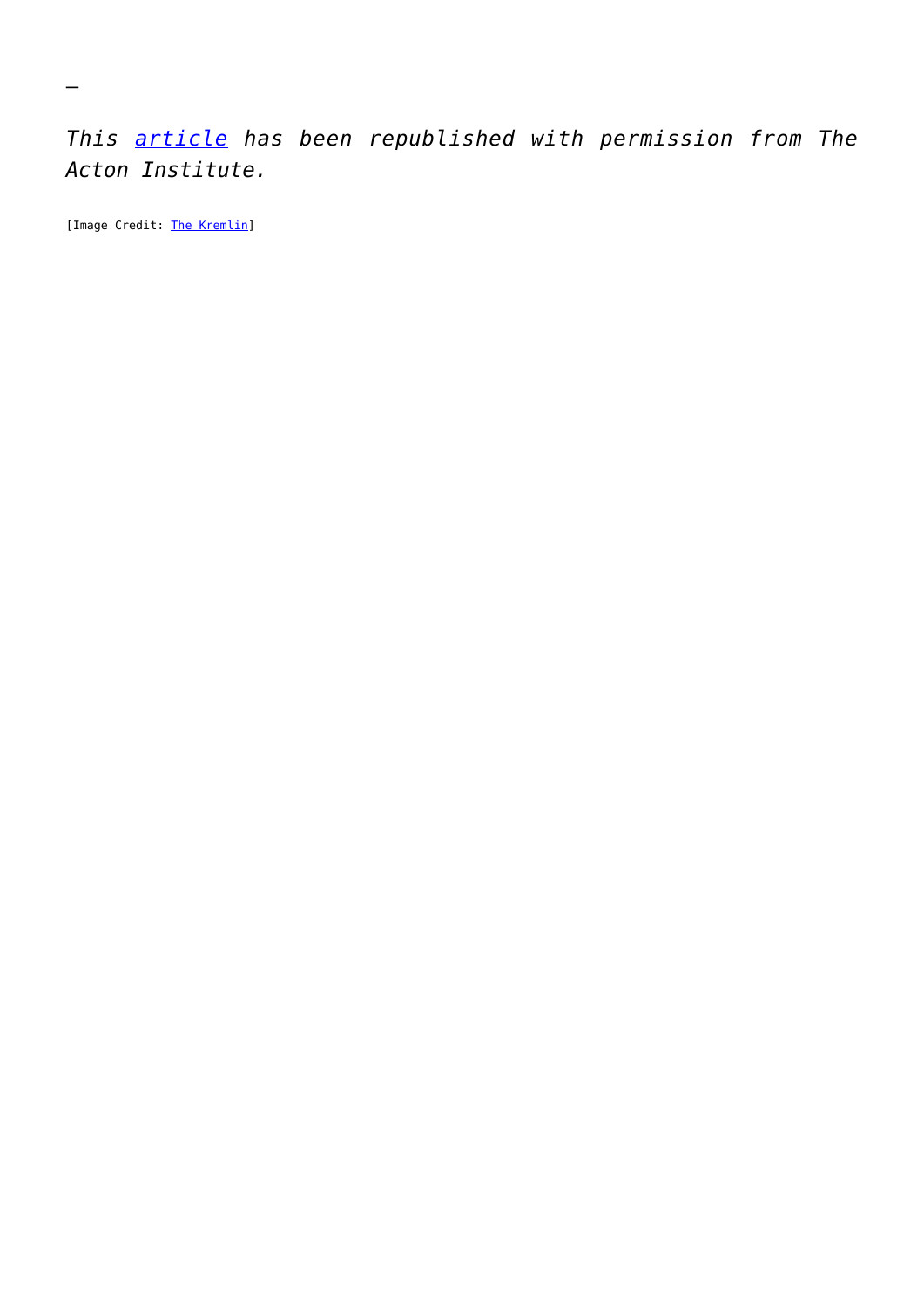—

*This [article](#) has been republished with permission from The Acton Institute.*

[Image Credit: [The Kremlin](#)]